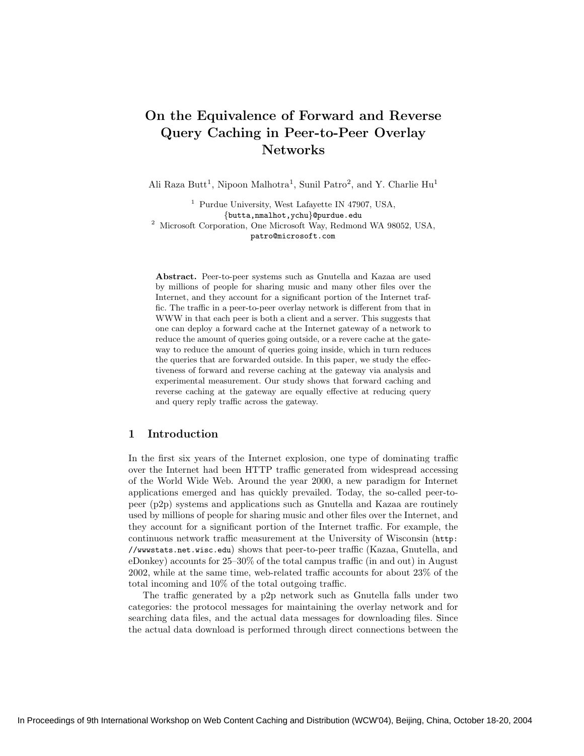# On the Equivalence of Forward and Reverse Query Caching in Peer-to-Peer Overlay Networks

Ali Raza Butt[1], Nipoon Malhotra[1], Sunil Patro[2], and Y. Charlie Hu[1]

[1] Purdue University, West Lafayette IN 47907, USA,
{butta,nmalhot,ychu}@purdue.edu

[2] Microsoft Corporation, One Microsoft Way, Redmond WA 98052, USA,
patro@microsoft.com

**Abstract.** Peer-to-peer systems such as Gnutella and Kazaa are used by millions of people for sharing music and many other files over the Internet, and they account for a significant portion of the Internet traffic. The traffic in a peer-to-peer overlay network is different from that in WWW in that each peer is both a client and a server. This suggests that one can deploy a forward cache at the Internet gateway of a network to reduce the amount of queries going outside, or a revere cache at the gateway to reduce the amount of queries going inside, which in turn reduces the queries that are forwarded outside. In this paper, we study the effectiveness of forward and reverse caching at the gateway via analysis and experimental measurement. Our study shows that forward caching and reverse caching at the gateway are equally effective at reducing query and query reply traffic across the gateway.

## 1 Introduction

In the first six years of the Internet explosion, one type of dominating traffic over the Internet had been HTTP traffic generated from widespread accessing of the World Wide Web. Around the year 2000, a new paradigm for Internet applications emerged and has quickly prevailed. Today, the so-called peer-to-peer (p2p) systems and applications such as Gnutella and Kazaa are routinely used by millions of people for sharing music and other files over the Internet, and they account for a significant portion of the Internet traffic. For example, the continuous network traffic measurement at the University of Wisconsin (`http://wwwstats.net.wisc.edu`) shows that peer-to-peer traffic (Kazaa, Gnutella, and eDonkey) accounts for 25–30% of the total campus traffic (in and out) in August 2002, while at the same time, web-related traffic accounts for about 23% of the total incoming and 10% of the total outgoing traffic.

The traffic generated by a p2p network such as Gnutella falls under two categories: the protocol messages for maintaining the overlay network and for searching data files, and the actual data messages for downloading files. Since the actual data download is performed through direct connections between the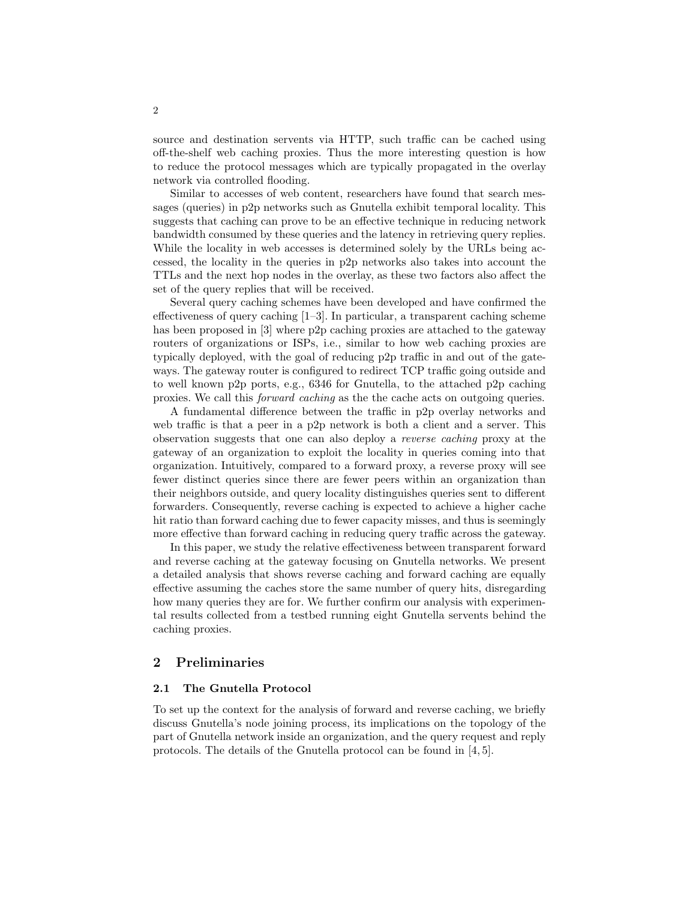source and destination servents via HTTP, such traffic can be cached using off-the-shelf web caching proxies. Thus the more interesting question is how to reduce the protocol messages which are typically propagated in the overlay network via controlled flooding.

Similar to accesses of web content, researchers have found that search messages (queries) in p2p networks such as Gnutella exhibit temporal locality. This suggests that caching can prove to be an effective technique in reducing network bandwidth consumed by these queries and the latency in retrieving query replies. While the locality in web accesses is determined solely by the URLs being accessed, the locality in the queries in p2p networks also takes into account the TTLs and the next hop nodes in the overlay, as these two factors also affect the set of the query replies that will be received.

Several query caching schemes have been developed and have confirmed the effectiveness of query caching [1–3]. In particular, a transparent caching scheme has been proposed in [3] where p2p caching proxies are attached to the gateway routers of organizations or ISPs, i.e., similar to how web caching proxies are typically deployed, with the goal of reducing p2p traffic in and out of the gateways. The gateway router is configured to redirect TCP traffic going outside and to well known p2p ports, e.g., 6346 for Gnutella, to the attached p2p caching proxies. We call this *forward caching* as the the cache acts on outgoing queries.

A fundamental difference between the traffic in p2p overlay networks and web traffic is that a peer in a p2p network is both a client and a server. This observation suggests that one can also deploy a *reverse caching* proxy at the gateway of an organization to exploit the locality in queries coming into that organization. Intuitively, compared to a forward proxy, a reverse proxy will see fewer distinct queries since there are fewer peers within an organization than their neighbors outside, and query locality distinguishes queries sent to different forwarders. Consequently, reverse caching is expected to achieve a higher cache hit ratio than forward caching due to fewer capacity misses, and thus is seemingly more effective than forward caching in reducing query traffic across the gateway.

In this paper, we study the relative effectiveness between transparent forward and reverse caching at the gateway focusing on Gnutella networks. We present a detailed analysis that shows reverse caching and forward caching are equally effective assuming the caches store the same number of query hits, disregarding how many queries they are for. We further confirm our analysis with experimental results collected from a testbed running eight Gnutella servents behind the caching proxies.

## 2 Preliminaries

### 2.1 The Gnutella Protocol

To set up the context for the analysis of forward and reverse caching, we briefly discuss Gnutella's node joining process, its implications on the topology of the part of Gnutella network inside an organization, and the query request and reply protocols. The details of the Gnutella protocol can be found in [4, 5].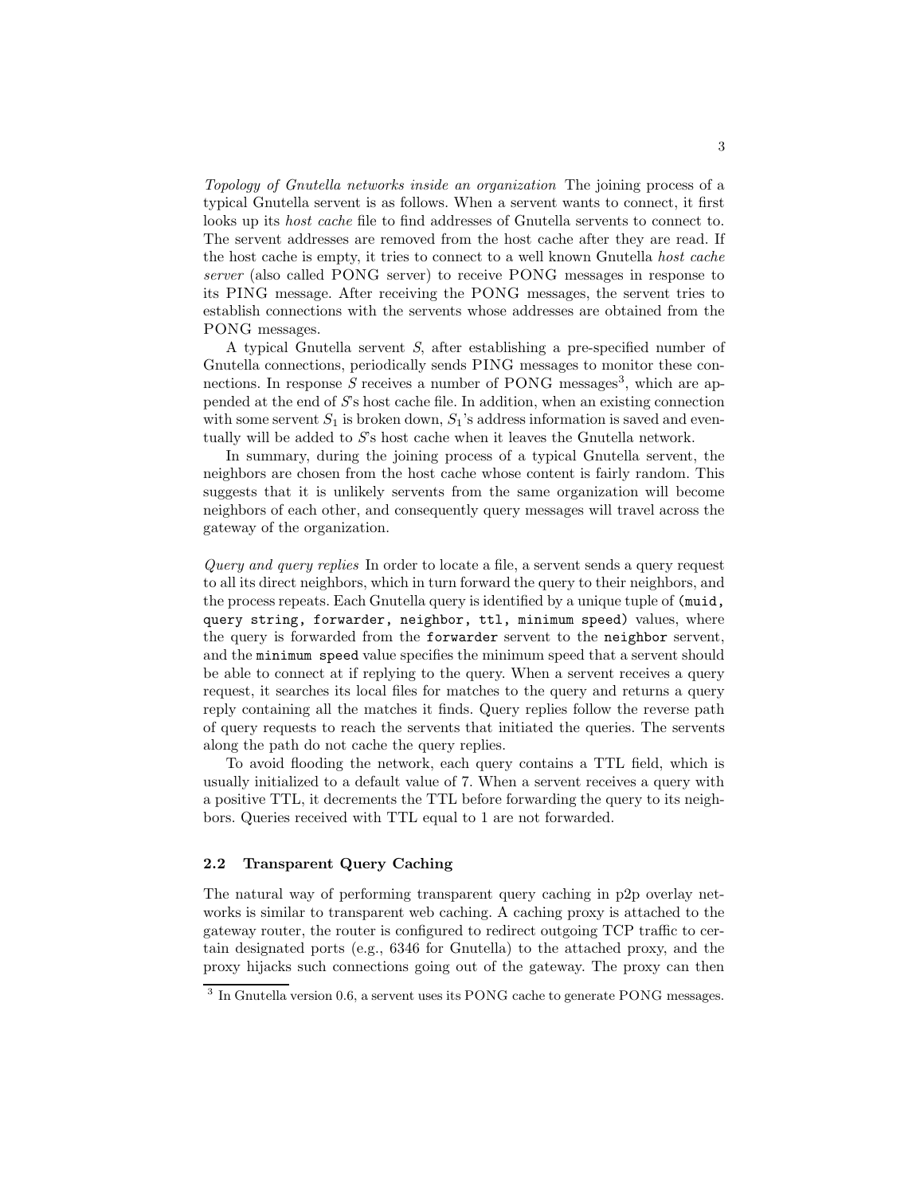*Topology of Gnutella networks inside an organization* The joining process of a typical Gnutella servent is as follows. When a servent wants to connect, it first looks up its *host cache* file to find addresses of Gnutella servents to connect to. The servent addresses are removed from the host cache after they are read. If the host cache is empty, it tries to connect to a well known Gnutella *host cache server* (also called PONG server) to receive PONG messages in response to its PING message. After receiving the PONG messages, the servent tries to establish connections with the servents whose addresses are obtained from the PONG messages.

A typical Gnutella servent $S$, after establishing a pre-specified number of Gnutella connections, periodically sends PING messages to monitor these connections. In response $S$ receives a number of PONG messages[3], which are appended at the end of $S$'s host cache file. In addition, when an existing connection with some servent $S_1$ is broken down, $S_1$'s address information is saved and eventually will be added to $S$'s host cache when it leaves the Gnutella network.

In summary, during the joining process of a typical Gnutella servent, the neighbors are chosen from the host cache whose content is fairly random. This suggests that it is unlikely servents from the same organization will become neighbors of each other, and consequently query messages will travel across the gateway of the organization.

*Query and query replies* In order to locate a file, a servent sends a query request to all its direct neighbors, which in turn forward the query to their neighbors, and the process repeats. Each Gnutella query is identified by a unique tuple of `(muid, query string, forwarder, neighbor, ttl, minimum speed)` values, where the query is forwarded from the `forwarder` servent to the `neighbor` servent, and the `minimum speed` value specifies the minimum speed that a servent should be able to connect at if replying to the query. When a servent receives a query request, it searches its local files for matches to the query and returns a query reply containing all the matches it finds. Query replies follow the reverse path of query requests to reach the servents that initiated the queries. The servents along the path do not cache the query replies.

To avoid flooding the network, each query contains a TTL field, which is usually initialized to a default value of 7. When a servent receives a query with a positive TTL, it decrements the TTL before forwarding the query to its neighbors. Queries received with TTL equal to 1 are not forwarded.

### 2.2 Transparent Query Caching

The natural way of performing transparent query caching in p2p overlay networks is similar to transparent web caching. A caching proxy is attached to the gateway router, the router is configured to redirect outgoing TCP traffic to certain designated ports (e.g., 6346 for Gnutella) to the attached proxy, and the proxy hijacks such connections going out of the gateway. The proxy can then

[3] In Gnutella version 0.6, a servent uses its PONG cache to generate PONG messages.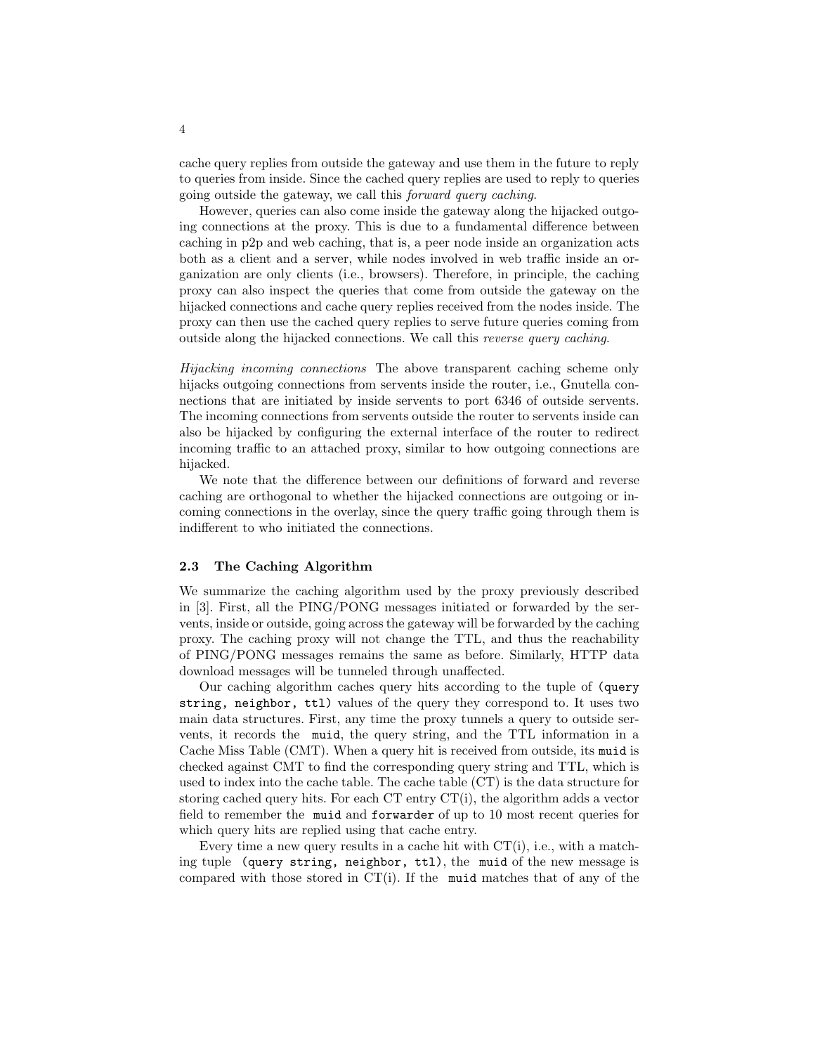cache query replies from outside the gateway and use them in the future to reply to queries from inside. Since the cached query replies are used to reply to queries going outside the gateway, we call this *forward query caching*.

However, queries can also come inside the gateway along the hijacked outgoing connections at the proxy. This is due to a fundamental difference between caching in p2p and web caching, that is, a peer node inside an organization acts both as a client and a server, while nodes involved in web traffic inside an organization are only clients (i.e., browsers). Therefore, in principle, the caching proxy can also inspect the queries that come from outside the gateway on the hijacked connections and cache query replies received from the nodes inside. The proxy can then use the cached query replies to serve future queries coming from outside along the hijacked connections. We call this *reverse query caching*.

*Hijacking incoming connections* The above transparent caching scheme only hijacks outgoing connections from servents inside the router, i.e., Gnutella connections that are initiated by inside servents to port 6346 of outside servents. The incoming connections from servents outside the router to servents inside can also be hijacked by configuring the external interface of the router to redirect incoming traffic to an attached proxy, similar to how outgoing connections are hijacked.

We note that the difference between our definitions of forward and reverse caching are orthogonal to whether the hijacked connections are outgoing or incoming connections in the overlay, since the query traffic going through them is indifferent to who initiated the connections.

### 2.3 The Caching Algorithm

We summarize the caching algorithm used by the proxy previously described in [3]. First, all the PING/PONG messages initiated or forwarded by the servents, inside or outside, going across the gateway will be forwarded by the caching proxy. The caching proxy will not change the TTL, and thus the reachability of PING/PONG messages remains the same as before. Similarly, HTTP data download messages will be tunneled through unaffected.

Our caching algorithm caches query hits according to the tuple of `(query string, neighbor, ttl)` values of the query they correspond to. It uses two main data structures. First, any time the proxy tunnels a query to outside servents, it records the `muid`, the query string, and the TTL information in a Cache Miss Table (CMT). When a query hit is received from outside, its `muid` is checked against CMT to find the corresponding query string and TTL, which is used to index into the cache table. The cache table (CT) is the data structure for storing cached query hits. For each CT entry CT(i), the algorithm adds a vector field to remember the `muid` and `forwarder` of up to 10 most recent queries for which query hits are replied using that cache entry.

Every time a new query results in a cache hit with CT(i), i.e., with a matching tuple `(query string, neighbor, ttl)`, the `muid` of the new message is compared with those stored in CT(i). If the `muid` matches that of any of the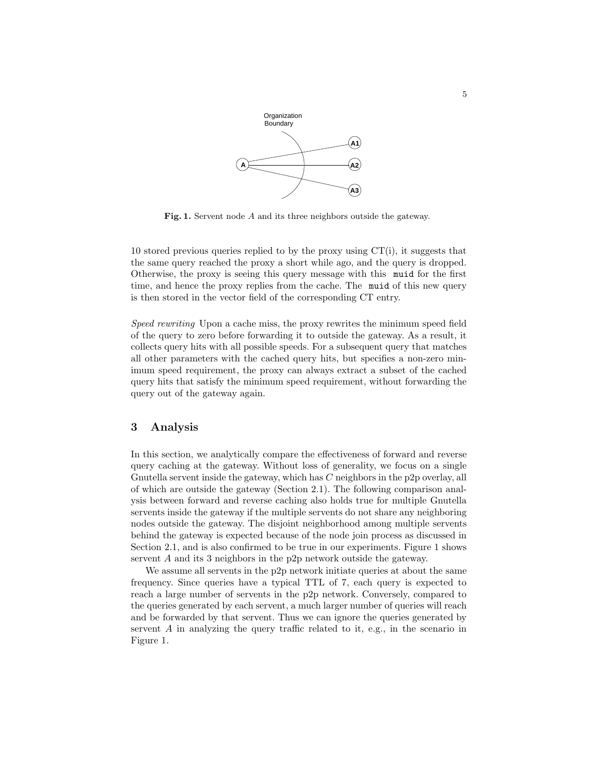Fig. 1. Servent node $A$ and its three neighbors outside the gateway.

10 stored previous queries replied to by the proxy using CT(i), it suggests that the same query reached the proxy a short while ago, and the query is dropped. Otherwise, the proxy is seeing this query message with this `muid` for the first time, and hence the proxy replies from the cache. The `muid` of this new query is then stored in the vector field of the corresponding CT entry.

*Speed rewriting* Upon a cache miss, the proxy rewrites the minimum speed field of the query to zero before forwarding it to outside the gateway. As a result, it collects query hits with all possible speeds. For a subsequent query that matches all other parameters with the cached query hits, but specifies a non-zero minimum speed requirement, the proxy can always extract a subset of the cached query hits that satisfy the minimum speed requirement, without forwarding the query out of the gateway again.

## 3 Analysis

In this section, we analytically compare the effectiveness of forward and reverse query caching at the gateway. Without loss of generality, we focus on a single Gnutella servent inside the gateway, which has $C$ neighbors in the p2p overlay, all of which are outside the gateway (Section 2.1). The following comparison analysis between forward and reverse caching also holds true for multiple Gnutella servents inside the gateway if the multiple servents do not share any neighboring nodes outside the gateway. The disjoint neighborhood among multiple servents behind the gateway is expected because of the node join process as discussed in Section 2.1, and is also confirmed to be true in our experiments. Figure 1 shows servent $A$ and its 3 neighbors in the p2p network outside the gateway.

We assume all servents in the p2p network initiate queries at about the same frequency. Since queries have a typical TTL of 7, each query is expected to reach a large number of servents in the p2p network. Conversely, compared to the queries generated by each servent, a much larger number of queries will reach and be forwarded by that servent. Thus we can ignore the queries generated by servent $A$ in analyzing the query traffic related to it, e.g., in the scenario in Figure 1.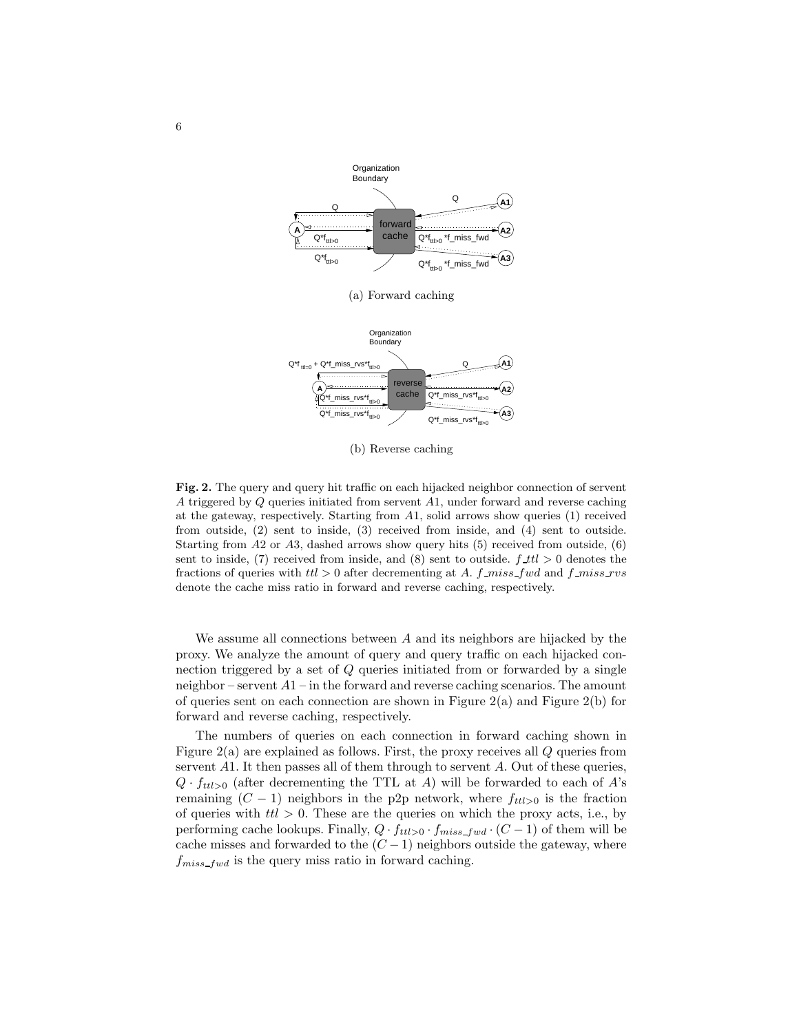(a) Forward caching

(b) Reverse caching

**Fig. 2.** The query and query hit traffic on each hijacked neighbor connection of servent $A$ triggered by $Q$ queries initiated from servent $A1$, under forward and reverse caching at the gateway, respectively. Starting from $A1$, solid arrows show queries (1) received from outside, (2) sent to inside, (3) received from inside, and (4) sent to outside. Starting from $A2$ or $A3$, dashed arrows show query hits (5) received from outside, (6) sent to inside, (7) received from inside, and (8) sent to outside. $f\_ttl > 0$ denotes the fractions of queries with $ttl > 0$ after decrementing at $A$. $f\_miss\_fwd$ and $f\_miss\_rvs$ denote the cache miss ratio in forward and reverse caching, respectively.

We assume all connections between $A$ and its neighbors are hijacked by the proxy. We analyze the amount of query and query traffic on each hijacked connection triggered by a set of $Q$ queries initiated from or forwarded by a single neighbor – servent $A1$ – in the forward and reverse caching scenarios. The amount of queries sent on each connection are shown in Figure 2(a) and Figure 2(b) for forward and reverse caching, respectively.

The numbers of queries on each connection in forward caching shown in Figure 2(a) are explained as follows. First, the proxy receives all $Q$ queries from servent $A1$. It then passes all of them through to servent $A$. Out of these queries, $Q \cdot f_{ttl>0}$ (after decrementing the TTL at $A$) will be forwarded to each of $A$'s remaining $(C-1)$ neighbors in the p2p network, where $f_{ttl>0}$ is the fraction of queries with $ttl > 0$. These are the queries on which the proxy acts, i.e., by performing cache lookups. Finally, $Q \cdot f_{ttl>0} \cdot f_{miss\_fwd} \cdot (C-1)$ of them will be cache misses and forwarded to the $(C-1)$ neighbors outside the gateway, where $f_{miss\_fwd}$ is the query miss ratio in forward caching.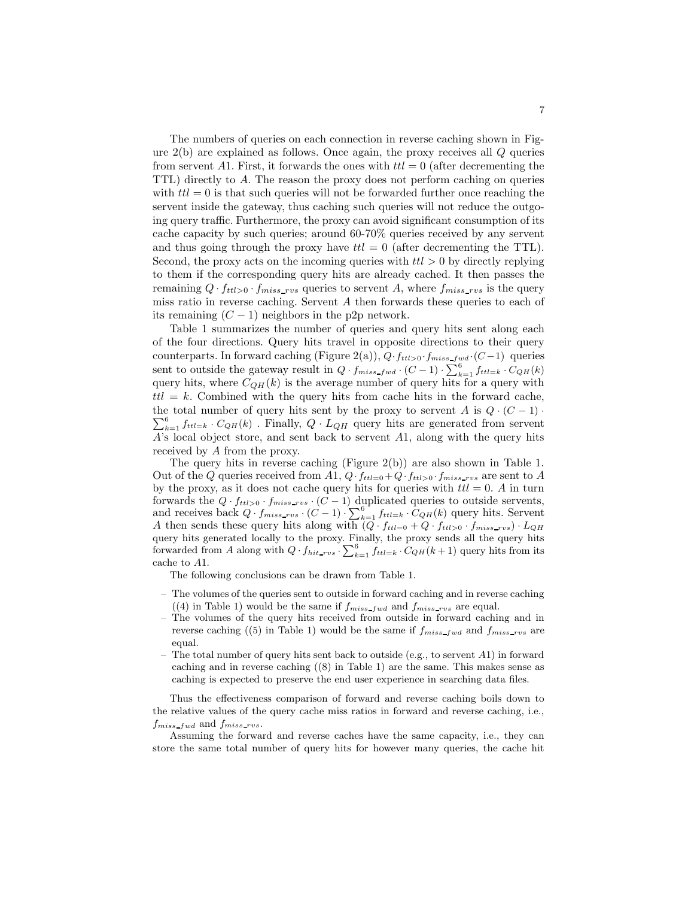The numbers of queries on each connection in reverse caching shown in Figure 2(b) are explained as follows. Once again, the proxy receives all $Q$ queries from servent $A1$. First, it forwards the ones with $ttl = 0$ (after decrementing the TTL) directly to $A$. The reason the proxy does not perform caching on queries with $ttl = 0$ is that such queries will not be forwarded further once reaching the servent inside the gateway, thus caching such queries will not reduce the outgoing query traffic. Furthermore, the proxy can avoid significant consumption of its cache capacity by such queries; around 60-70% queries received by any servent and thus going through the proxy have $ttl = 0$ (after decrementing the TTL). Second, the proxy acts on the incoming queries with $ttl > 0$ by directly replying to them if the corresponding query hits are already cached. It then passes the remaining $Q \cdot f_{ttl>0} \cdot f_{miss\_rvs}$ queries to servent $A$, where $f_{miss\_rvs}$ is the query miss ratio in reverse caching. Servent $A$ then forwards these queries to each of its remaining $(C-1)$ neighbors in the p2p network.

Table 1 summarizes the number of queries and query hits sent along each of the four directions. Query hits travel in opposite directions to their query counterparts. In forward caching (Figure 2(a)), $Q \cdot f_{ttl>0} \cdot f_{miss\_fwd} \cdot (C-1)$ queries sent to outside the gateway result in $Q \cdot f_{miss\_fwd} \cdot (C-1) \cdot \sum_{k=1}^{6} f_{ttl=k} \cdot C_{QH}(k)$ query hits, where $C_{QH}(k)$ is the average number of query hits for a query with $ttl = k$. Combined with the query hits from cache hits in the forward cache, the total number of query hits sent by the proxy to servent $A$ is $Q \cdot (C-1) \cdot \sum_{k=1}^{6} f_{ttl=k} \cdot C_{QH}(k)$ . Finally, $Q \cdot L_{QH}$ query hits are generated from servent $A$'s local object store, and sent back to servent $A1$, along with the query hits received by $A$ from the proxy.

The query hits in reverse caching (Figure 2(b)) are also shown in Table 1. Out of the $Q$ queries received from $A1$, $Q \cdot f_{ttl=0} + Q \cdot f_{ttl>0} \cdot f_{miss\_rvs}$ are sent to $A$ by the proxy, as it does not cache query hits for queries with $ttl = 0$. $A$ in turn forwards the $Q \cdot f_{ttl>0} \cdot f_{miss\_rvs} \cdot (C-1)$ duplicated queries to outside servents, and receives back $Q \cdot f_{miss\_rvs} \cdot (C-1) \cdot \sum_{k=1}^{6} f_{ttl=k} \cdot C_{QH}(k)$ query hits. Servent $A$ then sends these query hits along with $(Q \cdot f_{ttl=0} + Q \cdot f_{ttl>0} \cdot f_{miss\_rvs}) \cdot L_{QH}$ query hits generated locally to the proxy. Finally, the proxy sends all the query hits forwarded from $A$ along with $Q \cdot f_{hit\_rvs} \cdot \sum_{k=1}^{6} f_{ttl=k} \cdot C_{QH}(k+1)$ query hits from its cache to $A1$.

The following conclusions can be drawn from Table 1.

- The volumes of the queries sent to outside in forward caching and in reverse caching ((4) in Table 1) would be the same if $f_{miss\_fwd}$ and $f_{miss\_rvs}$ are equal.
- The volumes of the query hits received from outside in forward caching and in reverse caching ((5) in Table 1) would be the same if $f_{miss\_fwd}$ and $f_{miss\_rvs}$ are equal.
- The total number of query hits sent back to outside (e.g., to servent $A1$) in forward caching and in reverse caching ((8) in Table 1) are the same. This makes sense as caching is expected to preserve the end user experience in searching data files.

Thus the effectiveness comparison of forward and reverse caching boils down to the relative values of the query cache miss ratios in forward and reverse caching, i.e., $f_{miss\_fwd}$ and $f_{miss\_rvs}$.

Assuming the forward and reverse caches have the same capacity, i.e., they can store the same total number of query hits for however many queries, the cache hit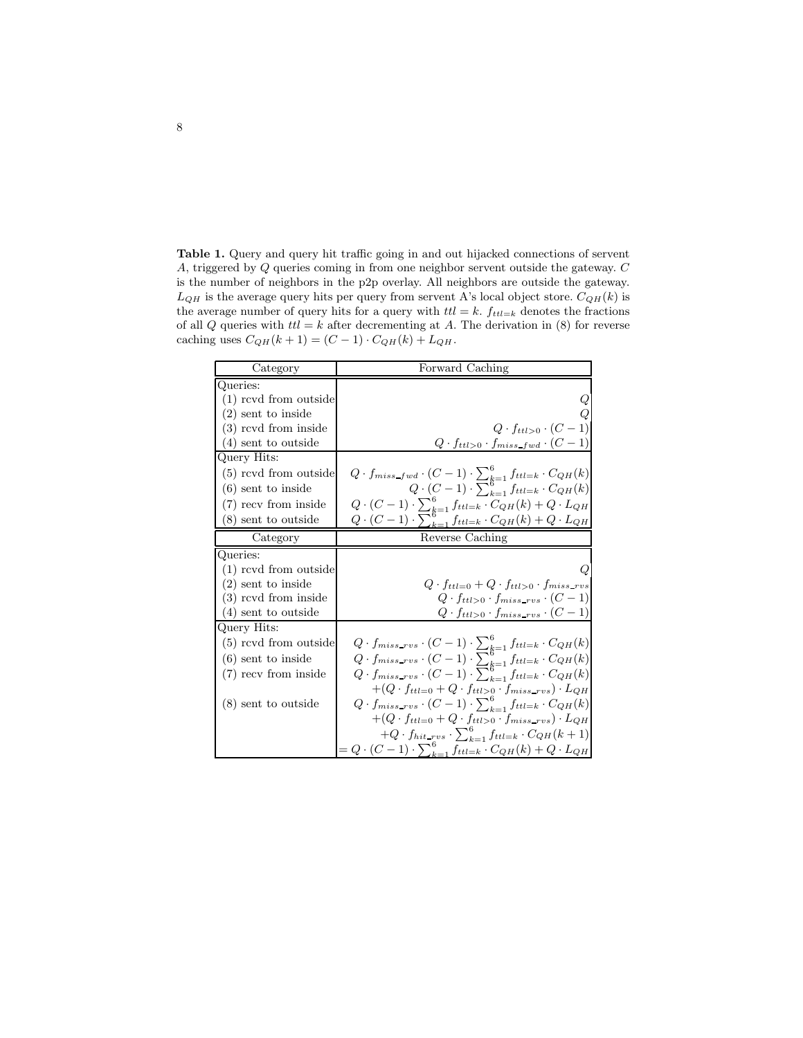**Table 1.** Query and query hit traffic going in and out hijacked connections of servent $A$, triggered by $Q$ queries coming in from one neighbor servent outside the gateway. $C$ is the number of neighbors in the p2p overlay. All neighbors are outside the gateway. $L_{QH}$ is the average query hits per query from servent A's local object store. $C_{QH}(k)$ is the average number of query hits for a query with $ttl = k$. $f_{ttl=k}$ denotes the fractions of all $Q$ queries with $ttl = k$ after decrementing at $A$. The derivation in (8) for reverse caching uses $C_{QH}(k+1) = (C-1) \cdot C_{QH}(k) + L_{QH}$.

| Category | Forward Caching |
|---|---|
| Queries: | |
| (1) rcvd from outside | $Q$ |
| (2) sent to inside | $Q$ |
| (3) rcvd from inside | $Q \cdot f_{ttl>0} \cdot (C-1)$ |
| (4) sent to outside | $Q \cdot f_{ttl>0} \cdot f_{miss\_fwd} \cdot (C-1)$ |
| Query Hits: | |
| (5) rcvd from outside | $Q \cdot f_{miss\_fwd} \cdot (C-1) \cdot \sum_{k=1}^{6} f_{ttl=k} \cdot C_{QH}(k)$ |
| (6) sent to inside | $Q \cdot (C-1) \cdot \sum_{k=1}^{6} f_{ttl=k} \cdot C_{QH}(k)$ |
| (7) recv from inside | $Q \cdot (C-1) \cdot \sum_{k=1}^{6} f_{ttl=k} \cdot C_{QH}(k) + Q \cdot L_{QH}$ |
| (8) sent to outside | $Q \cdot (C-1) \cdot \sum_{k=1}^{6} f_{ttl=k} \cdot C_{QH}(k) + Q \cdot L_{QH}$ |
| **Category** | **Reverse Caching** |
| Queries: | |
| (1) rcvd from outside | $Q$ |
| (2) sent to inside | $Q \cdot f_{ttl=0} + Q \cdot f_{ttl>0} \cdot f_{miss\_rvs}$ |
| (3) rcvd from inside | $Q \cdot f_{ttl>0} \cdot f_{miss\_rvs} \cdot (C-1)$ |
| (4) sent to outside | $Q \cdot f_{ttl>0} \cdot f_{miss\_rvs} \cdot (C-1)$ |
| Query Hits: | |
| (5) rcvd from outside | $Q \cdot f_{miss\_rvs} \cdot (C-1) \cdot \sum_{k=1}^{6} f_{ttl=k} \cdot C_{QH}(k)$ |
| (6) sent to inside | $Q \cdot f_{miss\_rvs} \cdot (C-1) \cdot \sum_{k=1}^{6} f_{ttl=k} \cdot C_{QH}(k)$ |
| (7) recv from inside | $Q \cdot f_{miss\_rvs} \cdot (C-1) \cdot \sum_{k=1}^{6} f_{ttl=k} \cdot C_{QH}(k)$ $+(Q \cdot f_{ttl=0} + Q \cdot f_{ttl>0} \cdot f_{miss\_rvs}) \cdot L_{QH}$ |
| (8) sent to outside | $Q \cdot f_{miss\_rvs} \cdot (C-1) \cdot \sum_{k=1}^{6} f_{ttl=k} \cdot C_{QH}(k)$ $+(Q \cdot f_{ttl=0} + Q \cdot f_{ttl>0} \cdot f_{miss\_rvs}) \cdot L_{QH}$ $+Q \cdot f_{hit\_rvs} \cdot \sum_{k=1}^{6} f_{ttl=k} \cdot C_{QH}(k+1)$ $= Q \cdot (C-1) \cdot \sum_{k=1}^{6} f_{ttl=k} \cdot C_{QH}(k) + Q \cdot L_{QH}$ |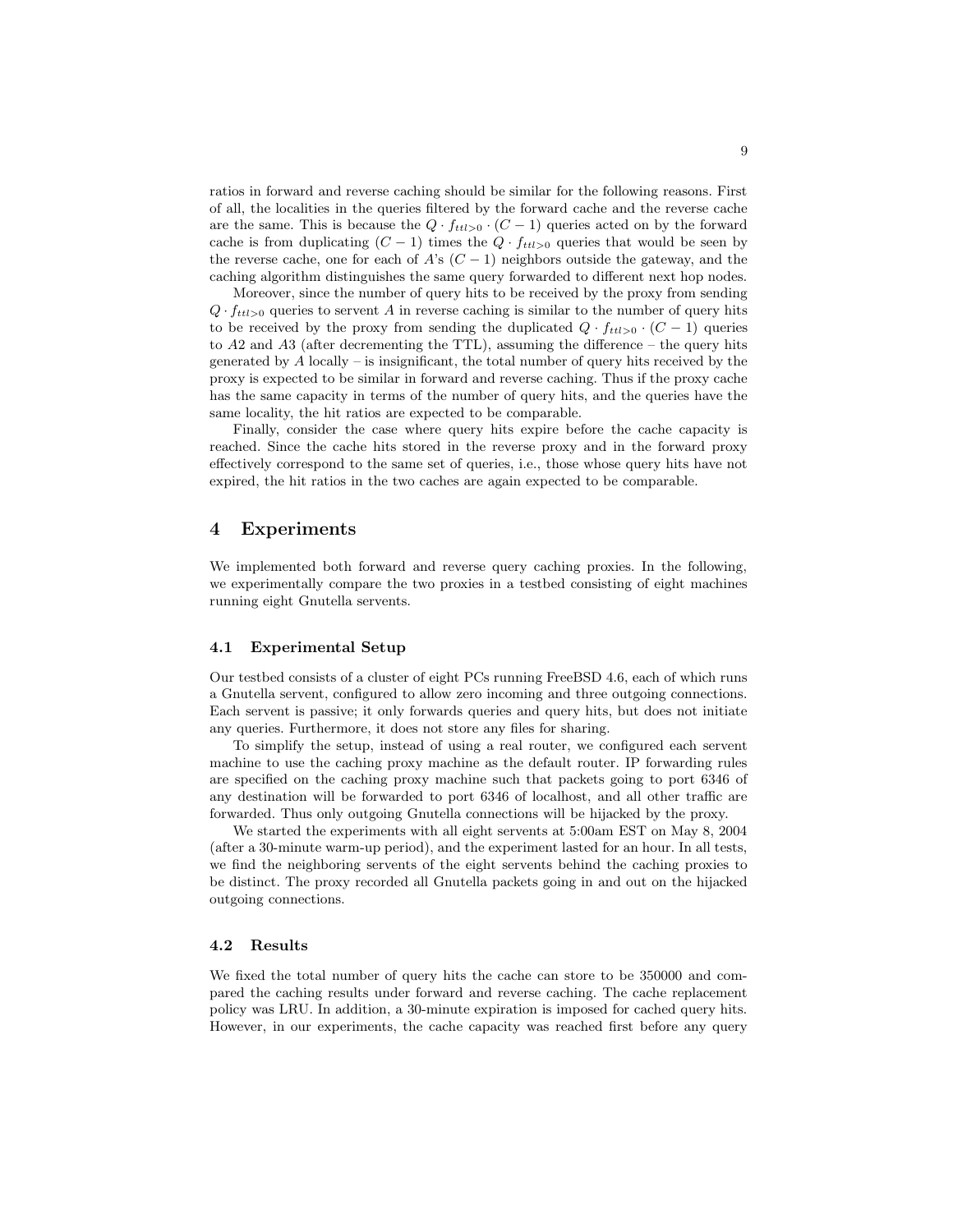ratios in forward and reverse caching should be similar for the following reasons. First of all, the localities in the queries filtered by the forward cache and the reverse cache are the same. This is because the $Q \cdot f_{ttl>0} \cdot (C-1)$ queries acted on by the forward cache is from duplicating $(C-1)$ times the $Q \cdot f_{ttl>0}$ queries that would be seen by the reverse cache, one for each of $A$'s $(C-1)$ neighbors outside the gateway, and the caching algorithm distinguishes the same query forwarded to different next hop nodes.

Moreover, since the number of query hits to be received by the proxy from sending $Q \cdot f_{ttl>0}$ queries to servent $A$ in reverse caching is similar to the number of query hits to be received by the proxy from sending the duplicated $Q \cdot f_{ttl>0} \cdot (C-1)$ queries to $A2$ and $A3$ (after decrementing the TTL), assuming the difference – the query hits generated by $A$ locally – is insignificant, the total number of query hits received by the proxy is expected to be similar in forward and reverse caching. Thus if the proxy cache has the same capacity in terms of the number of query hits, and the queries have the same locality, the hit ratios are expected to be comparable.

Finally, consider the case where query hits expire before the cache capacity is reached. Since the cache hits stored in the reverse proxy and in the forward proxy effectively correspond to the same set of queries, i.e., those whose query hits have not expired, the hit ratios in the two caches are again expected to be comparable.

## 4 Experiments

We implemented both forward and reverse query caching proxies. In the following, we experimentally compare the two proxies in a testbed consisting of eight machines running eight Gnutella servents.

### 4.1 Experimental Setup

Our testbed consists of a cluster of eight PCs running FreeBSD 4.6, each of which runs a Gnutella servent, configured to allow zero incoming and three outgoing connections. Each servent is passive; it only forwards queries and query hits, but does not initiate any queries. Furthermore, it does not store any files for sharing.

To simplify the setup, instead of using a real router, we configured each servent machine to use the caching proxy machine as the default router. IP forwarding rules are specified on the caching proxy machine such that packets going to port 6346 of any destination will be forwarded to port 6346 of localhost, and all other traffic are forwarded. Thus only outgoing Gnutella connections will be hijacked by the proxy.

We started the experiments with all eight servents at 5:00am EST on May 8, 2004 (after a 30-minute warm-up period), and the experiment lasted for an hour. In all tests, we find the neighboring servents of the eight servents behind the caching proxies to be distinct. The proxy recorded all Gnutella packets going in and out on the hijacked outgoing connections.

### 4.2 Results

We fixed the total number of query hits the cache can store to be 350000 and compared the caching results under forward and reverse caching. The cache replacement policy was LRU. In addition, a 30-minute expiration is imposed for cached query hits. However, in our experiments, the cache capacity was reached first before any query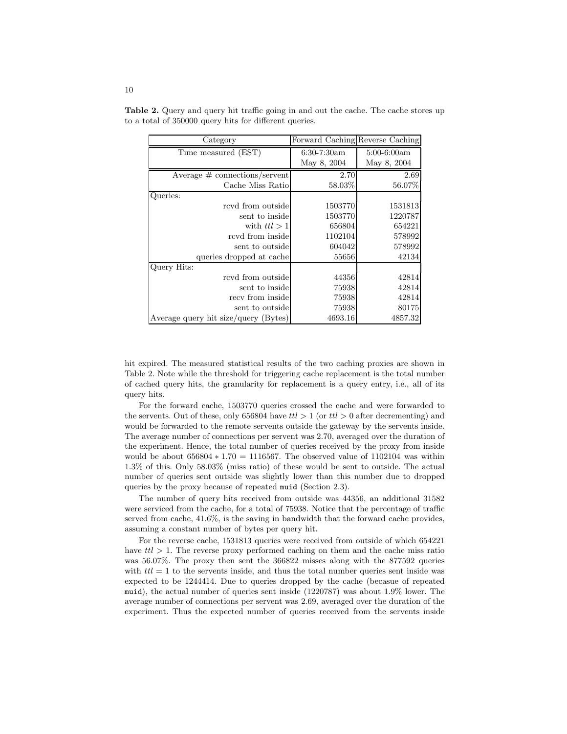**Table 2.** Query and query hit traffic going in and out the cache. The cache stores up to a total of 350000 query hits for different queries.

| Category | Forward Caching | Reverse Caching |
|---|---|---|
| Time measured (EST) | 6:30-7:30am May 8, 2004 | 5:00-6:00am May 8, 2004 |
| Average # connections/servent | 2.70 | 2.69 |
| Cache Miss Ratio | 58.03% | 56.07% |
| Queries: | | |
| rcvd from outside | 1503770 | 1531813 |
| sent to inside | 1503770 | 1220787 |
| with $ttl > 1$ | 656804 | 654221 |
| rcvd from inside | 1102104 | 578992 |
| sent to outside | 604042 | 578992 |
| queries dropped at cache | 55656 | 42134 |
| Query Hits: | | |
| rcvd from outside | 44356 | 42814 |
| sent to inside | 75938 | 42814 |
| recv from inside | 75938 | 42814 |
| sent to outside | 75938 | 80175 |
| Average query hit size/query (Bytes) | 4693.16 | 4857.32 |

hit expired. The measured statistical results of the two caching proxies are shown in Table 2. Note while the threshold for triggering cache replacement is the total number of cached query hits, the granularity for replacement is a query entry, i.e., all of its query hits.

For the forward cache, 1503770 queries crossed the cache and were forwarded to the servents. Out of these, only 656804 have $ttl > 1$ (or $ttl > 0$ after decrementing) and would be forwarded to the remote servents outside the gateway by the servents inside. The average number of connections per servent was 2.70, averaged over the duration of the experiment. Hence, the total number of queries received by the proxy from inside would be about $656804 * 1.70 = 1116567$. The observed value of 1102104 was within 1.3% of this. Only 58.03% (miss ratio) of these would be sent to outside. The actual number of queries sent outside was slightly lower than this number due to dropped queries by the proxy because of repeated `muid` (Section 2.3).

The number of query hits received from outside was 44356, an additional 31582 were serviced from the cache, for a total of 75938. Notice that the percentage of traffic served from cache, 41.6%, is the saving in bandwidth that the forward cache provides, assuming a constant number of bytes per query hit.

For the reverse cache, 1531813 queries were received from outside of which 654221 have $ttl > 1$. The reverse proxy performed caching on them and the cache miss ratio was 56.07%. The proxy then sent the 366822 misses along with the 877592 queries with $ttl = 1$ to the servents inside, and thus the total number queries sent inside was expected to be 1244414. Due to queries dropped by the cache (becasue of repeated `muid`), the actual number of queries sent inside (1220787) was about 1.9% lower. The average number of connections per servent was 2.69, averaged over the duration of the experiment. Thus the expected number of queries received from the servents inside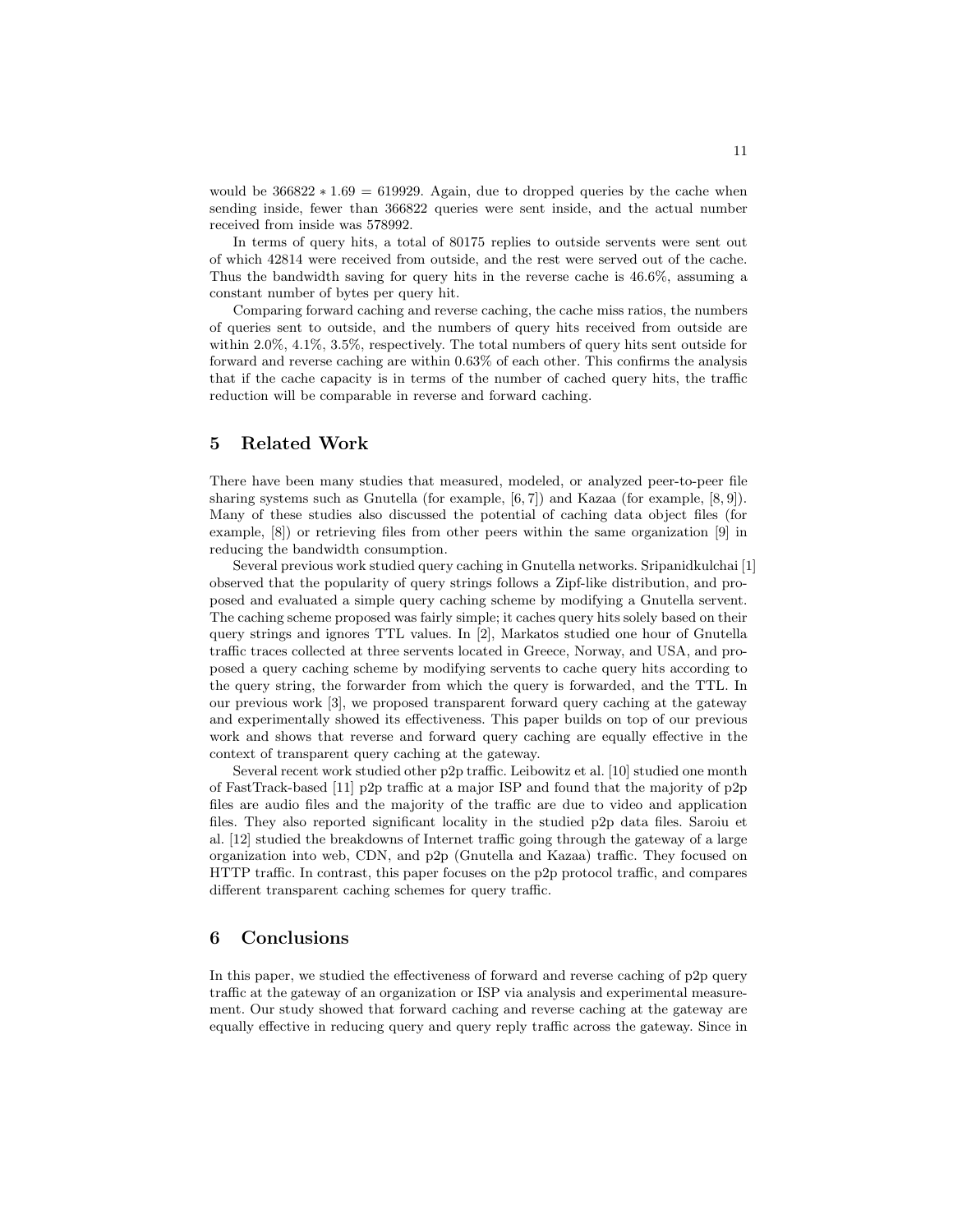would be $366822 * 1.69 = 619929$. Again, due to dropped queries by the cache when sending inside, fewer than 366822 queries were sent inside, and the actual number received from inside was 578992.

In terms of query hits, a total of 80175 replies to outside servents were sent out of which 42814 were received from outside, and the rest were served out of the cache. Thus the bandwidth saving for query hits in the reverse cache is 46.6%, assuming a constant number of bytes per query hit.

Comparing forward caching and reverse caching, the cache miss ratios, the numbers of queries sent to outside, and the numbers of query hits received from outside are within 2.0%, 4.1%, 3.5%, respectively. The total numbers of query hits sent outside for forward and reverse caching are within 0.63% of each other. This confirms the analysis that if the cache capacity is in terms of the number of cached query hits, the traffic reduction will be comparable in reverse and forward caching.

## 5 Related Work

There have been many studies that measured, modeled, or analyzed peer-to-peer file sharing systems such as Gnutella (for example, [6, 7]) and Kazaa (for example, [8, 9]). Many of these studies also discussed the potential of caching data object files (for example, [8]) or retrieving files from other peers within the same organization [9] in reducing the bandwidth consumption.

Several previous work studied query caching in Gnutella networks. Sripanidkulchai [1] observed that the popularity of query strings follows a Zipf-like distribution, and proposed and evaluated a simple query caching scheme by modifying a Gnutella servent. The caching scheme proposed was fairly simple; it caches query hits solely based on their query strings and ignores TTL values. In [2], Markatos studied one hour of Gnutella traffic traces collected at three servents located in Greece, Norway, and USA, and proposed a query caching scheme by modifying servents to cache query hits according to the query string, the forwarder from which the query is forwarded, and the TTL. In our previous work [3], we proposed transparent forward query caching at the gateway and experimentally showed its effectiveness. This paper builds on top of our previous work and shows that reverse and forward query caching are equally effective in the context of transparent query caching at the gateway.

Several recent work studied other p2p traffic. Leibowitz et al. [10] studied one month of FastTrack-based [11] p2p traffic at a major ISP and found that the majority of p2p files are audio files and the majority of the traffic are due to video and application files. They also reported significant locality in the studied p2p data files. Saroiu et al. [12] studied the breakdowns of Internet traffic going through the gateway of a large organization into web, CDN, and p2p (Gnutella and Kazaa) traffic. They focused on HTTP traffic. In contrast, this paper focuses on the p2p protocol traffic, and compares different transparent caching schemes for query traffic.

## 6 Conclusions

In this paper, we studied the effectiveness of forward and reverse caching of p2p query traffic at the gateway of an organization or ISP via analysis and experimental measurement. Our study showed that forward caching and reverse caching at the gateway are equally effective in reducing query and query reply traffic across the gateway. Since in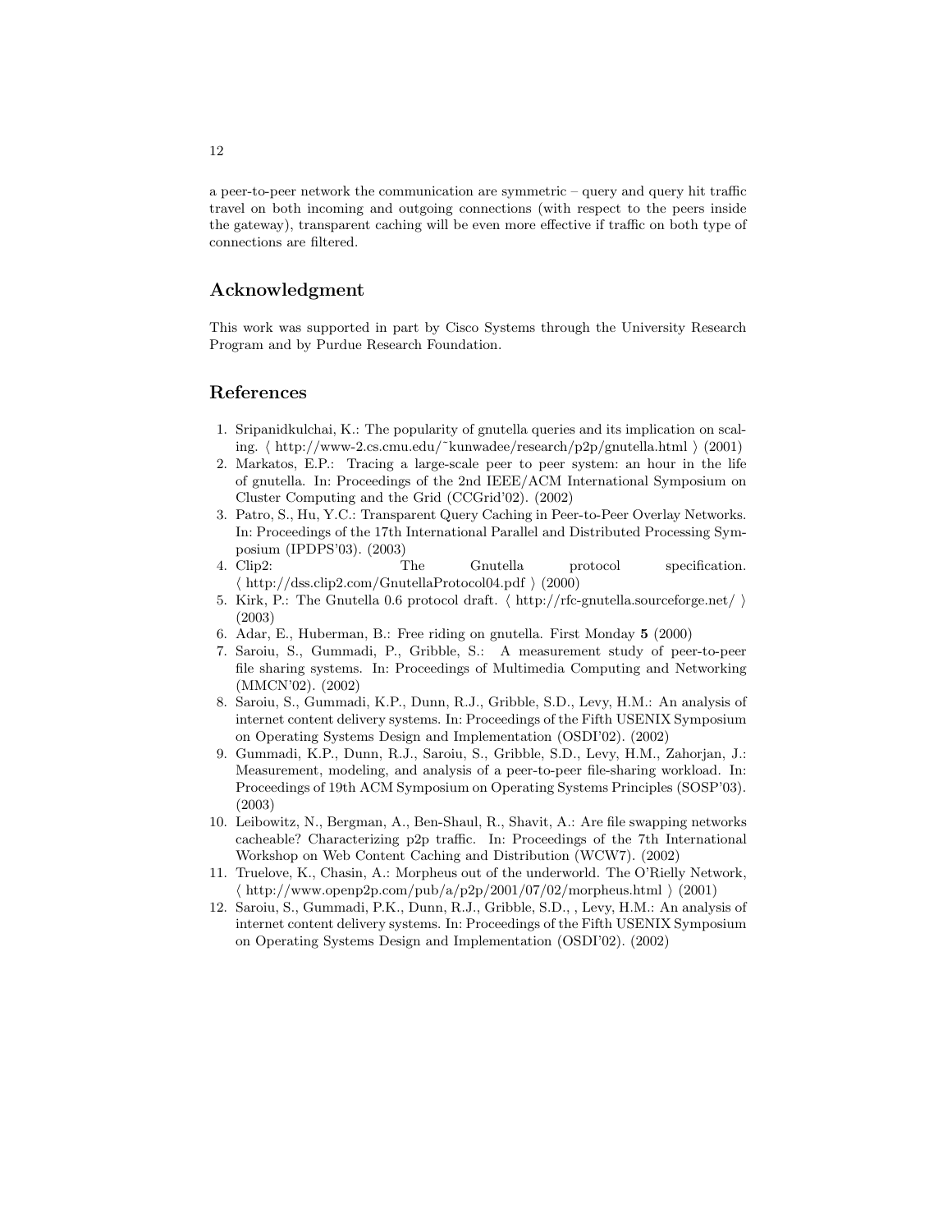a peer-to-peer network the communication are symmetric – query and query hit traffic travel on both incoming and outgoing connections (with respect to the peers inside the gateway), transparent caching will be even more effective if traffic on both type of connections are filtered.

## Acknowledgment

This work was supported in part by Cisco Systems through the University Research Program and by Purdue Research Foundation.

## References

1. Sripanidkulchai, K.: The popularity of gnutella queries and its implication on scaling. ⟨ http://www-2.cs.cmu.edu/˜kunwadee/research/p2p/gnutella.html ⟩ (2001)
2. Markatos, E.P.: Tracing a large-scale peer to peer system: an hour in the life of gnutella. In: Proceedings of the 2nd IEEE/ACM International Symposium on Cluster Computing and the Grid (CCGrid'02). (2002)
3. Patro, S., Hu, Y.C.: Transparent Query Caching in Peer-to-Peer Overlay Networks. In: Proceedings of the 17th International Parallel and Distributed Processing Symposium (IPDPS'03). (2003)
4. Clip2: The Gnutella protocol specification. ⟨ http://dss.clip2.com/GnutellaProtocol04.pdf ⟩ (2000)
5. Kirk, P.: The Gnutella 0.6 protocol draft. ⟨ http://rfc-gnutella.sourceforge.net/ ⟩ (2003)
6. Adar, E., Huberman, B.: Free riding on gnutella. First Monday **5** (2000)
7. Saroiu, S., Gummadi, P., Gribble, S.: A measurement study of peer-to-peer file sharing systems. In: Proceedings of Multimedia Computing and Networking (MMCN'02). (2002)
8. Saroiu, S., Gummadi, K.P., Dunn, R.J., Gribble, S.D., Levy, H.M.: An analysis of internet content delivery systems. In: Proceedings of the Fifth USENIX Symposium on Operating Systems Design and Implementation (OSDI'02). (2002)
9. Gummadi, K.P., Dunn, R.J., Saroiu, S., Gribble, S.D., Levy, H.M., Zahorjan, J.: Measurement, modeling, and analysis of a peer-to-peer file-sharing workload. In: Proceedings of 19th ACM Symposium on Operating Systems Principles (SOSP'03). (2003)
10. Leibowitz, N., Bergman, A., Ben-Shaul, R., Shavit, A.: Are file swapping networks cacheable? Characterizing p2p traffic. In: Proceedings of the 7th International Workshop on Web Content Caching and Distribution (WCW7). (2002)
11. Truelove, K., Chasin, A.: Morpheus out of the underworld. The O'Rielly Network, ⟨ http://www.openp2p.com/pub/a/p2p/2001/07/02/morpheus.html ⟩ (2001)
12. Saroiu, S., Gummadi, P.K., Dunn, R.J., Gribble, S.D., , Levy, H.M.: An analysis of internet content delivery systems. In: Proceedings of the Fifth USENIX Symposium on Operating Systems Design and Implementation (OSDI'02). (2002)